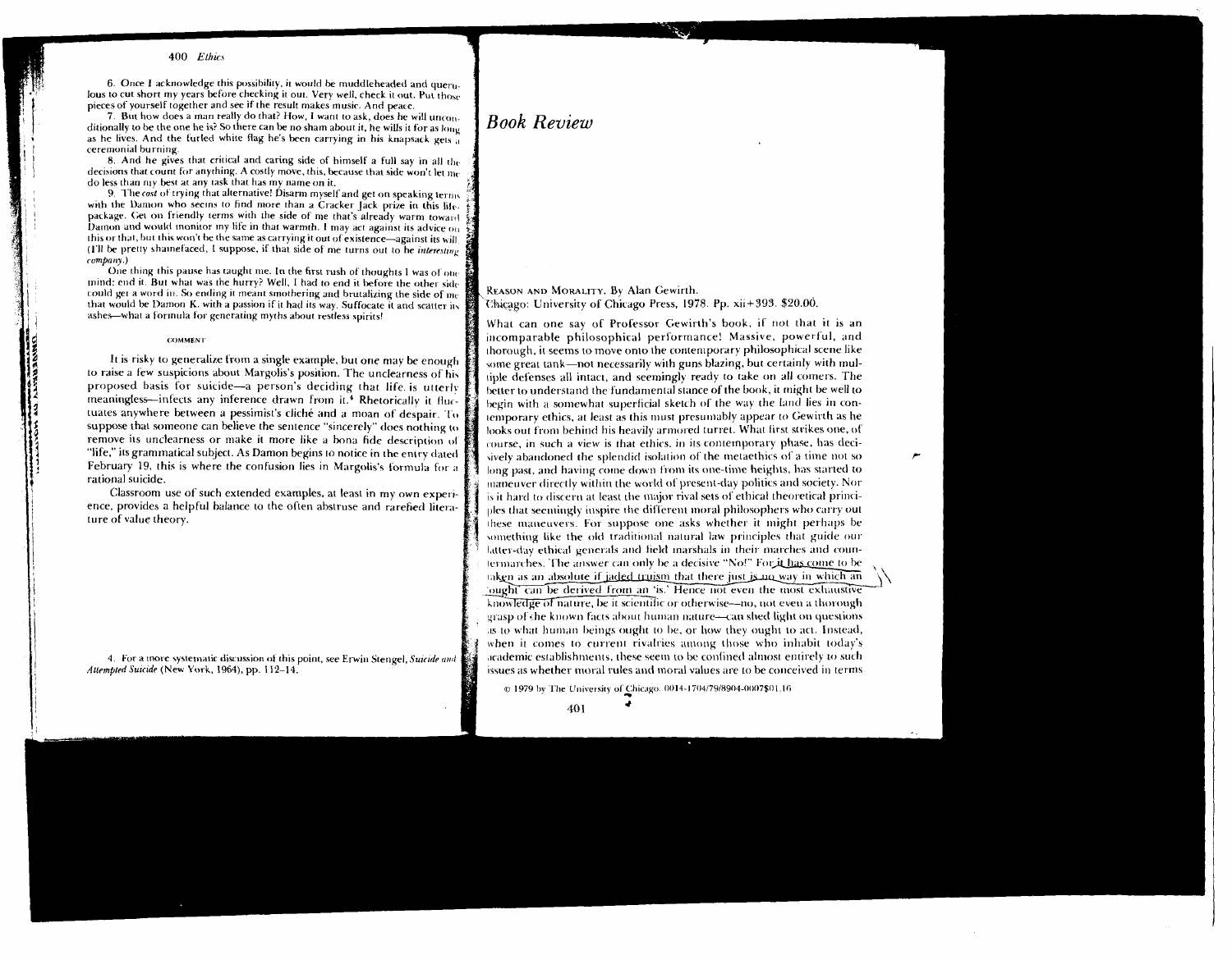6. Once I acknowledge this possibility, it would be muddleheaded and querulous to cut short my years before checking it out. Very well, check it out. Put those pieces of yourself together and see if the result makes music. And peace.

7. But how does a man really do that? How, I want to ask, does he will unconditionally to be the one he is? So there can be no sham about it, he wills it for as long as he lives. And the furled white flag he's been carrying in his knapsack gets a ceremonial burning.

8. And he gives that critical and caring side of himself a full say in all the decisions that count for anything. A costly move, this, because that side won't let me do less than my best at any task that has my name on it.

9. The *cost* of trying that alternative! Disarm myself and get on speaking terms with the Damon who seems to find more than a Cracker Jack prize in this life-package. Get on friendly terms with the side of me that's already warm toward Damon and would monitor my life in that warmth. I may act against its advice on this or that, but this won't be the same as carrying it out of existence—against its will. (I'll be pretty shamefaced, I suppose, if that side of me turns out to be *interesting company*.)

One thing this pause has taught me. In the first rush of thoughts I was of one mind: end it. But what was the hurry? Well, I had to end it before the other side could get a word in. So ending it meant smothering and brutalizing the side of me that would be Damon K. with a passion if it had its way. Suffocate it and scatter its ashes—what a formula for generating myths about restless spirits!

COMMENT

It is risky to generalize from a single example, but one may be enough to raise a few suspicions about Margolis's position. The unclearness of his proposed basis for suicide—a person's deciding that life is utterly meaningless—infects any inference drawn from it.[4] Rhetorically it fluctuates anywhere between a pessimist's cliché and a moan of despair. To suppose that someone can believe the sentence "sincerely" does nothing to remove its unclearness or make it more like a bona fide description of "life," its grammatical subject. As Damon begins to notice in the entry dated February 19, this is where the confusion lies in Margolis's formula for a rational suicide.

Classroom use of such extended examples, at least in my own experience, provides a helpful balance to the often abstruse and rarefied literature of value theory.

4. For a more systematic discussion of this point, see Erwin Stengel, *Suicide and Attempted Suicide* (New York, 1964), pp. 112–14.

# Book Review

REASON AND MORALITY. By Alan Gewirth.
Chicago: University of Chicago Press, 1978. Pp. xii+393. $20.00.

What can one say of Professor Gewirth's book, if not that it is an incomparable philosophical performance! Massive, powerful, and thorough, it seems to move onto the contemporary philosophical scene like some great tank—not necessarily with guns blazing, but certainly with multiple defenses all intact, and seemingly ready to take on all comers. The better to understand the fundamental stance of the book, it might be well to begin with a somewhat superficial sketch of the way the land lies in contemporary ethics, at least as this must presumably appear to Gewirth as he looks out from behind his heavily armored turret. What first strikes one, of course, in such a view is that ethics, in its contemporary phase, has decisively abandoned the splendid isolation of the metaethics of a time not so long past, and having come down from its one-time heights, has started to maneuver directly within the world of present-day politics and society. Nor is it hard to discern at least the major rival sets of ethical theoretical principles that seemingly inspire the different moral philosophers who carry out these maneuvers. For suppose one asks whether it might perhaps be something like the old traditional natural law principles that guide our latter-day ethical generals and field marshals in their marches and countermarches. The answer can only be a decisive "No!" For it has come to be taken as an absolute if jaded truism that there just is no way in which an 'ought' can be derived from an 'is.' Hence not even the most exhaustive knowledge of nature, be it scientific or otherwise—no, not even a thorough grasp of the known facts about human nature—can shed light on questions as to what human beings ought to be, or how they ought to act. Instead, when it comes to current rivalries among those who inhabit today's academic establishments, these seem to be confined almost entirely to such issues as whether moral rules and moral values are to be conceived in terms

© 1979 by The University of Chicago. 0014-1704/79/8904-0007$01.16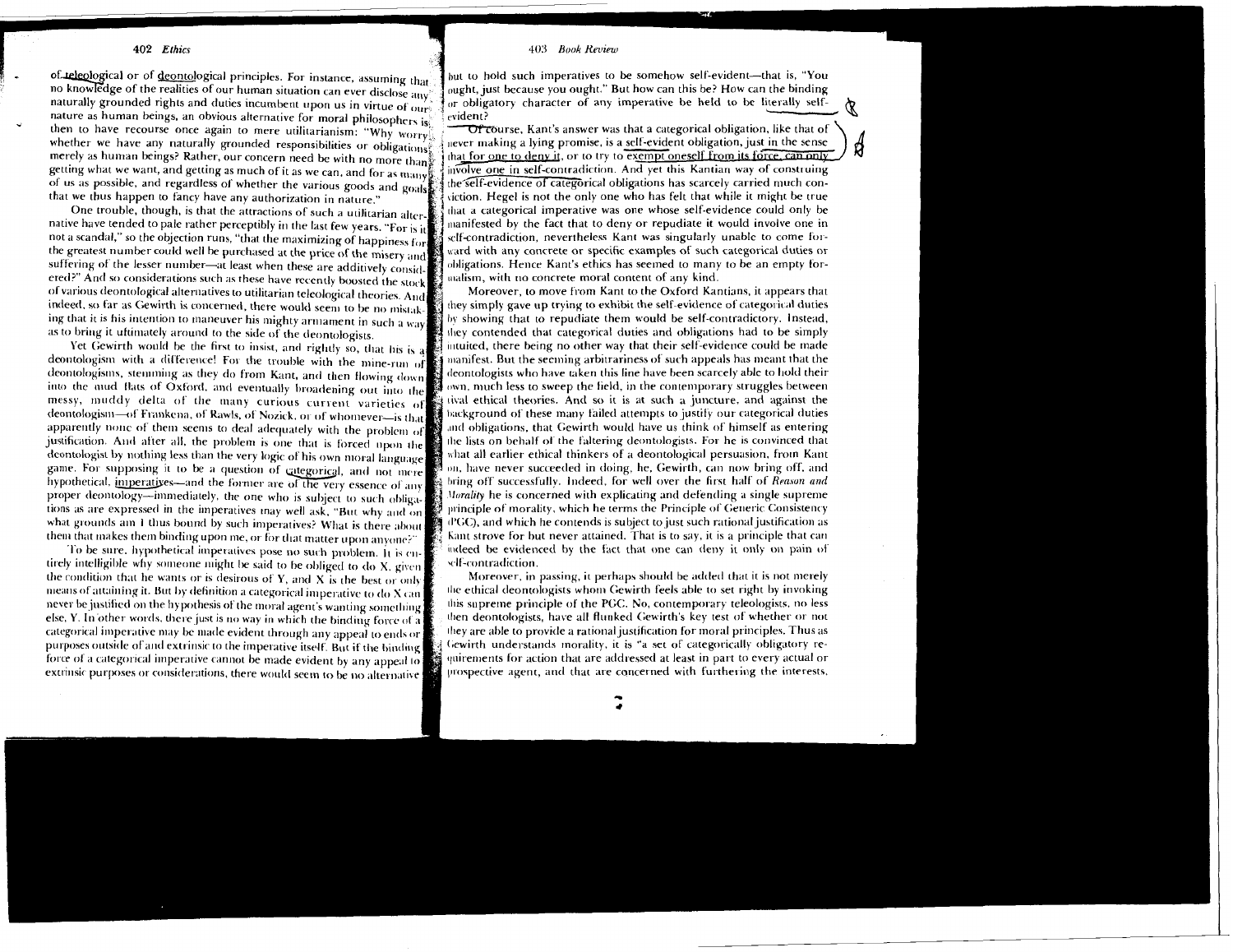of teleological or of deontological principles. For instance, assuming that no knowledge of the realities of our human situation can ever disclose any naturally grounded rights and duties incumbent upon us in virtue of our nature as human beings, an obvious alternative for moral philosophers is then to have recourse once again to mere utilitarianism: "Why worry whether we have any naturally grounded responsibilities or obligations merely as human beings? Rather, our concern need be with no more than getting what we want, and getting as much of it as we can, and for as many of us as possible, and regardless of whether the various goods and goals that we thus happen to fancy have any authorization in nature."

One trouble, though, is that the attractions of such a utilitarian alternative have tended to pale rather perceptibly in the last few years. "For is it not a scandal," so the objection runs, "that the maximizing of happiness for the greatest number could well be purchased at the price of the misery and suffering of the lesser number—at least when these are additively considered?" And so considerations such as these have recently boosted the stock of various deontological alternatives to utilitarian teleological theories. And indeed, so far as Gewirth is concerned, there would seem to be no mistaking that it is his intention to maneuver his mighty armament in such a way as to bring it ultimately around to the side of the deontologists.

Yet Gewirth would be the first to insist, and rightly so, that his is a deontologism with a difference! For the trouble with the mine-run of deontologisms, stemming as they do from Kant, and then flowing down into the mud flats of Oxford, and eventually broadening out into the messy, muddy delta of the many curious current varieties of deontologism—of Frankena, of Rawls, of Nozick, or of whomever—is that apparently none of them seems to deal adequately with the problem of justification. And after all, the problem is one that is forced upon the deontologist by nothing less than the very logic of his own moral language game. For supposing it to be a question of categorical, and not mere hypothetical, imperatives—and the former are of the very essence of any proper deontology—immediately, the one who is subject to such obligations as are expressed in the imperatives may well ask, "But why and on what grounds am I thus bound by such imperatives? What is there about them that makes them binding upon me, or for that matter upon anyone?"

To be sure, hypothetical imperatives pose no such problem. It is entirely intelligible why someone might be said to be obliged to do X, given the condition that he wants or is desirous of Y, and X is the best or only means of attaining it. But by definition a categorical imperative to do X can never be justified on the hypothesis of the moral agent's wanting something else, Y. In other words, there just is no way in which the binding force of a categorical imperative may be made evident through any appeal to ends or purposes outside of and extrinsic to the imperative itself. But if the binding force of a categorical imperative cannot be made evident by any appeal to extrinsic purposes or considerations, there would seem to be no alternative but to hold such imperatives to be somehow self-evident—that is, "You ought, just because you ought." But how can this be? How can the binding or obligatory character of any imperative be held to be literally self-evident?

Of course, Kant's answer was that a categorical obligation, like that of never making a lying promise, is a self-evident obligation, just in the sense that for one to deny it, or to try to exempt oneself from its force, can only involve one in self-contradiction. And yet this Kantian way of construing the self-evidence of categorical obligations has scarcely carried much conviction. Hegel is not the only one who has felt that while it might be true that a categorical imperative was one whose self-evidence could only be manifested by the fact that to deny or repudiate it would involve one in self-contradiction, nevertheless Kant was singularly unable to come forward with any concrete or specific examples of such categorical duties or obligations. Hence Kant's ethics has seemed to many to be an empty formalism, with no concrete moral content of any kind.

Moreover, to move from Kant to the Oxford Kantians, it appears that they simply gave up trying to exhibit the self-evidence of categorical duties by showing that to repudiate them would be self-contradictory. Instead, they contended that categorical duties and obligations had to be simply intuited, there being no other way that their self-evidence could be made manifest. But the seeming arbitrariness of such appeals has meant that the deontologists who have taken this line have been scarcely able to hold their own, much less to sweep the field, in the contemporary struggles between rival ethical theories. And so it is at such a juncture, and against the background of these many failed attempts to justify our categorical duties and obligations, that Gewirth would have us think of himself as entering the lists on behalf of the faltering deontologists. For he is convinced that what all earlier ethical thinkers of a deontological persuasion, from Kant on, have never succeeded in doing, he, Gewirth, can now bring off, and bring off successfully. Indeed, for well over the first half of *Reason and Morality* he is concerned with explicating and defending a single supreme principle of morality, which he terms the Principle of Generic Consistency (PGC), and which he contends is subject to just such rational justification as Kant strove for but never attained. That is to say, it is a principle that can indeed be evidenced by the fact that one can deny it only on pain of self-contradiction.

Moreover, in passing, it perhaps should be added that it is not merely the ethical deontologists whom Gewirth feels able to set right by invoking this supreme principle of the PGC. No, contemporary teleologists, no less then deontologists, have all flunked Gewirth's key test of whether or not they are able to provide a rational justification for moral principles. Thus as Gewirth understands morality, it is "a set of categorically obligatory requirements for action that are addressed at least in part to every actual or prospective agent, and that are concerned with furthering the interests,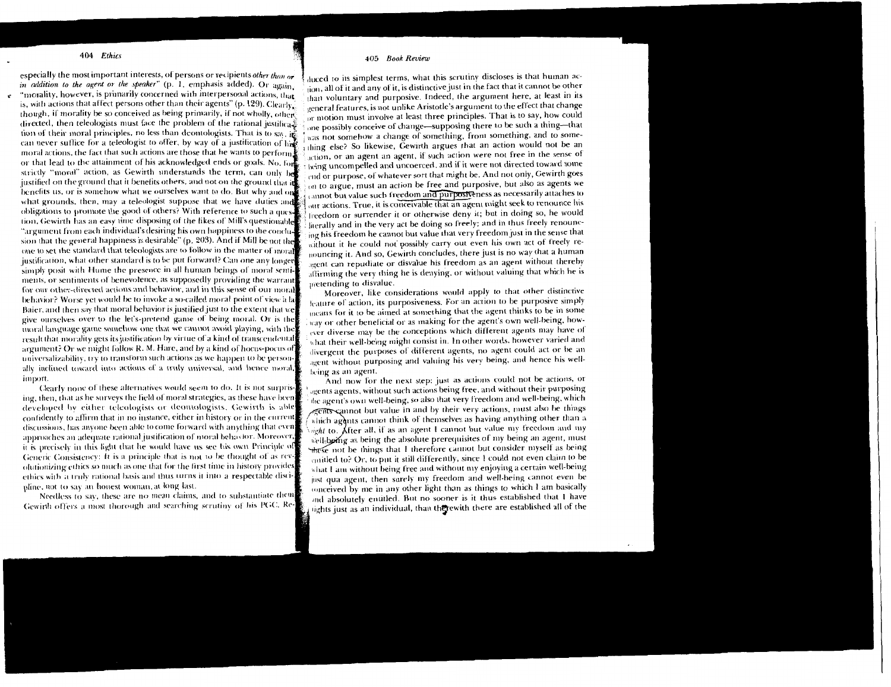especially the most important interests, of persons or recipients *other than or in addition to the agent or the speaker*" (p. 1, emphasis added). Or again, "morality, however, is primarily concerned with interpersonal actions, that is, with actions that affect persons other than their agents" (p. 129). Clearly, though, if morality be so conceived as being primarily, if not wholly, other-directed, then teleologists must face the problem of the rational justification of their moral principles, no less than deontologists. That is to say, it can never suffice for a teleologist to offer, by way of a justification of his moral actions, the fact that such actions are those that he wants to perform or that lead to the attainment of his acknowledged ends or goals. No, for strictly "moral" action, as Gewirth understands the term, can only be justified on the ground that it benefits others, and not on the ground that it benefits us, or is somehow what we ourselves want to do. But why and on what grounds, then, may a teleologist suppose that we have duties and obligations to promote the good of others? With reference to such a question, Gewirth has an easy time disposing of the likes of Mill's questionable "argument from each individual's desiring his own happiness to the conclusion that the general happiness is desirable" (p. 203). And if Mill be not the one to set the standard that teleologists are to follow in the matter of moral justification, what other standard is to be put forward? Can one any longer simply posit with Hume the presence in all human beings of moral sentiments, or sentiments of benevolence, as supposedly providing the warrant for our other-directed actions and behavior, and in this sense of our moral behavior? Worse yet would be to invoke a so-called moral point of view à la Baier, and then say that moral behavior is justified just to the extent that we give ourselves over to the let's-pretend game of being moral. Or is the moral language game somehow one that we cannot avoid playing, with the result that morality gets its justification by virtue of a kind of transcendental argument? Or we might follow R. M. Hare, and by a kind of hocus-pocus of universalizability, try to transform such actions as we happen to be personally inclined toward into actions of a truly universal, and hence moral, import.

Clearly none of these alternatives would seem to do. It is not surprising, then, that as he surveys the field of moral strategies, as these have been developed by either teleologists or deontologists, Gewirth is able confidently to affirm that in no instance, either in history or in the current discussions, has anyone been able to come forward with anything that even approaches an adequate rational justification of moral behavior. Moreover, it is precisely in this light that he would have us see his own Principle of Generic Consistency: It is a principle that is not to be thought of as revolutionizing ethics so much as one that for the first time in history provides ethics with a truly rational basis and thus turns it into a respectable discipline, not to say an honest woman, at long last.

Needless to say, these are no mean claims, and to substantiate them Gewirth offers a most thorough and searching scrutiny of his PGC. Reduced to its simplest terms, what this scrutiny discloses is that human action, all of it and any of it, is distinctive just in the fact that it cannot be other than voluntary and purposive. Indeed, the argument here, at least in its general features, is not unlike Aristotle's argument to the effect that change or motion must involve at least three principles. That is to say, how could one possibly conceive of change—supposing there to be such a thing—that was not somehow a change of something, from something, and to something else? So likewise, Gewirth argues that an action would not be an action, or an agent an agent, if such action were not free in the sense of being uncompelled and uncoerced, and if it were not directed toward some end or purpose, of whatever sort that might be. And not only, Gewirth goes on to argue, must an action be free and purposive, but also as agents we cannot but value such freedom and purposiveness as necessarily attaches to our actions. True, it is conceivable that an agent might seek to renounce his freedom or surrender it or otherwise deny it; but in doing so, he would literally and in the very act be doing so freely; and in thus freely renouncing his freedom he cannot but value that very freedom just in the sense that without it he could not possibly carry out even his own act of freely renouncing it. And so, Gewirth concludes, there just is no way that a human agent can repudiate or disvalue his freedom as an agent without thereby affirming the very thing he is denying, or without valuing that which he is pretending to disvalue.

Moreover, like considerations would apply to that other distinctive feature of action, its purposiveness. For an action to be purposive simply means for it to be aimed at something that the agent thinks to be in some way or other beneficial or as making for the agent's own well-being, however diverse may be the conceptions which different agents may have of what their well-being might consist in. In other words, however varied and divergent the purposes of different agents, no agent could act or be an agent without purposing and valuing his very being, and hence his well-being as an agent.

And now for the next step: just as actions could not be actions, or agents agents, without such actions being free, and without their purposing the agent's own well-being, so also that very freedom and well-being, which agents cannot but value in and by their very actions, must also be things which agents cannot think of themselves as having anything other than a *right* to. After all, if as an agent I cannot but value my freedom and my well-being as being the absolute prerequisites of my being an agent, must these not be things that I therefore cannot but consider myself as being entitled to? Or, to put it still differently, since I could not even claim to be what I am without being free and without my enjoying a certain well-being just qua agent, then surely my freedom and well-being cannot even be conceived by me in any other light than as things to which I am basically and absolutely entitled. But no sooner is it thus established that I have rights just as an individual, than therewith there are established all of the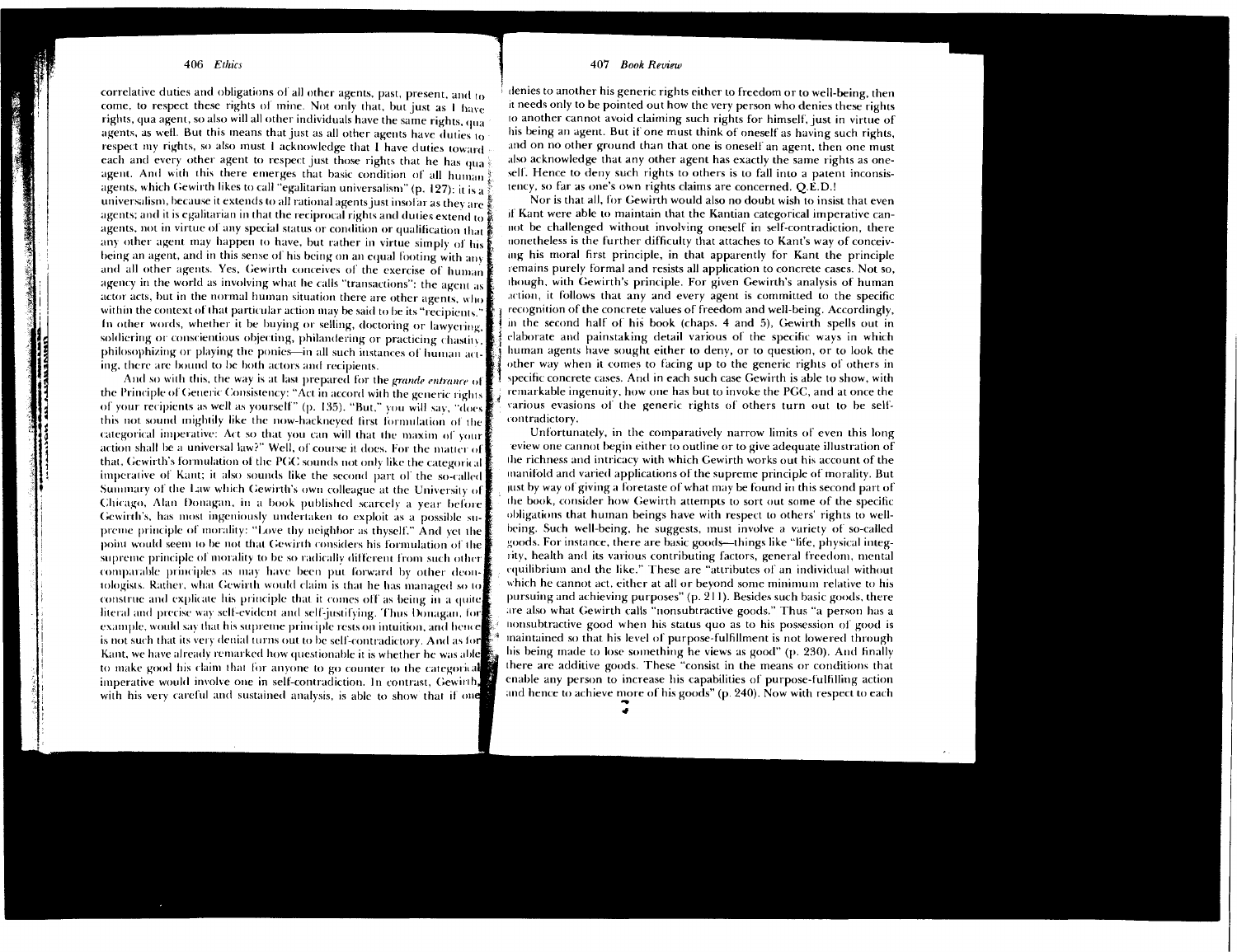correlative duties and obligations of all other agents, past, present, and to come, to respect these rights of mine. Not only that, but just as I have rights, qua agent, so also will all other individuals have the same rights, qua agents, as well. But this means that just as all other agents have duties to respect my rights, so also must I acknowledge that I have duties toward each and every other agent to respect just those rights that he has qua agent. And with this there emerges that basic condition of all human agents, which Gewirth likes to call "egalitarian universalism" (p. 127): it is a universalism, because it extends to all rational agents just insofar as they are agents; and it is egalitarian in that the reciprocal rights and duties extend to agents, not in virtue of any special status or condition or qualification that any other agent may happen to have, but rather in virtue simply of his being an agent, and in this sense of his being on an equal footing with any and all other agents. Yes, Gewirth conceives of the exercise of human agency in the world as involving what he calls "transactions": the agent as actor acts, but in the normal human situation there are other agents, who within the context of that particular action may be said to be its "recipients." In other words, whether it be buying or selling, doctoring or lawyering, soldiering or conscientious objecting, philandering or practicing chastity, philosophizing or playing the ponies—in all such instances of human acting, there are bound to be both actors and recipients.

And so with this, the way is at last prepared for the *grande entrance* of the Principle of Generic Consistency: "Act in accord with the generic rights of your recipients as well as yourself" (p. 135). "But," you will say, "does this not sound mightily like the now-hackneyed first formulation of the categorical imperative: Act so that you can will that the maxim of your action shall be a universal law?" Well, of course it does. For the matter of that, Gewirth's formulation of the PGC sounds not only like the categorical imperative of Kant; it also sounds like the second part of the so-called Summary of the Law which Gewirth's own colleague at the University of Chicago, Alan Donagan, in a book published scarcely a year before Gewirth's, has most ingeniously undertaken to exploit as a possible supreme principle of morality: "Love thy neighbor as thyself." And yet the point would seem to be not that Gewirth considers his formulation of the supreme principle of morality to be so radically different from such other comparable principles as may have been put forward by other deontologists. Rather, what Gewirth would claim is that he has managed so to construe and explicate his principle that it comes off as being in a quite literal and precise way self-evident and self-justifying. Thus Donagan, for example, would say that his supreme principle rests on intuition, and hence is not such that its very denial turns out to be self-contradictory. And as for Kant, we have already remarked how questionable it is whether he was able to make good his claim that for anyone to go counter to the categorical imperative would involve one in self-contradiction. In contrast, Gewirth, with his very careful and sustained analysis, is able to show that if one denies to another his generic rights either to freedom or to well-being, then it needs only to be pointed out how the very person who denies these rights to another cannot avoid claiming such rights for himself, just in virtue of his being an agent. But if one must think of oneself as having such rights, and on no other ground than that one is oneself an agent, then one must also acknowledge that any other agent has exactly the same rights as oneself. Hence to deny such rights to others is to fall into a patent inconsistency, so far as one's own rights claims are concerned. Q.E.D.!

Nor is that all, for Gewirth would also no doubt wish to insist that even if Kant were able to maintain that the Kantian categorical imperative cannot be challenged without involving oneself in self-contradiction, there nonetheless is the further difficulty that attaches to Kant's way of conceiving his moral first principle, in that apparently for Kant the principle remains purely formal and resists all application to concrete cases. Not so, though, with Gewirth's principle. For given Gewirth's analysis of human action, it follows that any and every agent is committed to the specific recognition of the concrete values of freedom and well-being. Accordingly, in the second half of his book (chaps. 4 and 5), Gewirth spells out in elaborate and painstaking detail various of the specific ways in which human agents have sought either to deny, or to question, or to look the other way when it comes to facing up to the generic rights of others in specific concrete cases. And in each such case Gewirth is able to show, with remarkable ingenuity, how one has but to invoke the PGC, and at once the various evasions of the generic rights of others turn out to be self-contradictory.

Unfortunately, in the comparatively narrow limits of even this long review one cannot begin either to outline or to give adequate illustration of the richness and intricacy with which Gewirth works out his account of the manifold and varied applications of the supreme principle of morality. But just by way of giving a foretaste of what may be found in this second part of the book, consider how Gewirth attempts to sort out some of the specific obligations that human beings have with respect to others' rights to well-being. Such well-being, he suggests, must involve a variety of so-called goods. For instance, there are basic goods—things like "life, physical integrity, health and its various contributing factors, general freedom, mental equilibrium and the like." These are "attributes of an individual without which he cannot act, either at all or beyond some minimum relative to his pursuing and achieving purposes" (p. 211). Besides such basic goods, there are also what Gewirth calls "nonsubtractive goods." Thus "a person has a nonsubtractive good when his status quo as to his possession of good is maintained so that his level of purpose-fulfillment is not lowered through his being made to lose something he views as good" (p. 230). And finally there are additive goods. These "consist in the means or conditions that enable any person to increase his capabilities of purpose-fulfilling action and hence to achieve more of his goods" (p. 240). Now with respect to each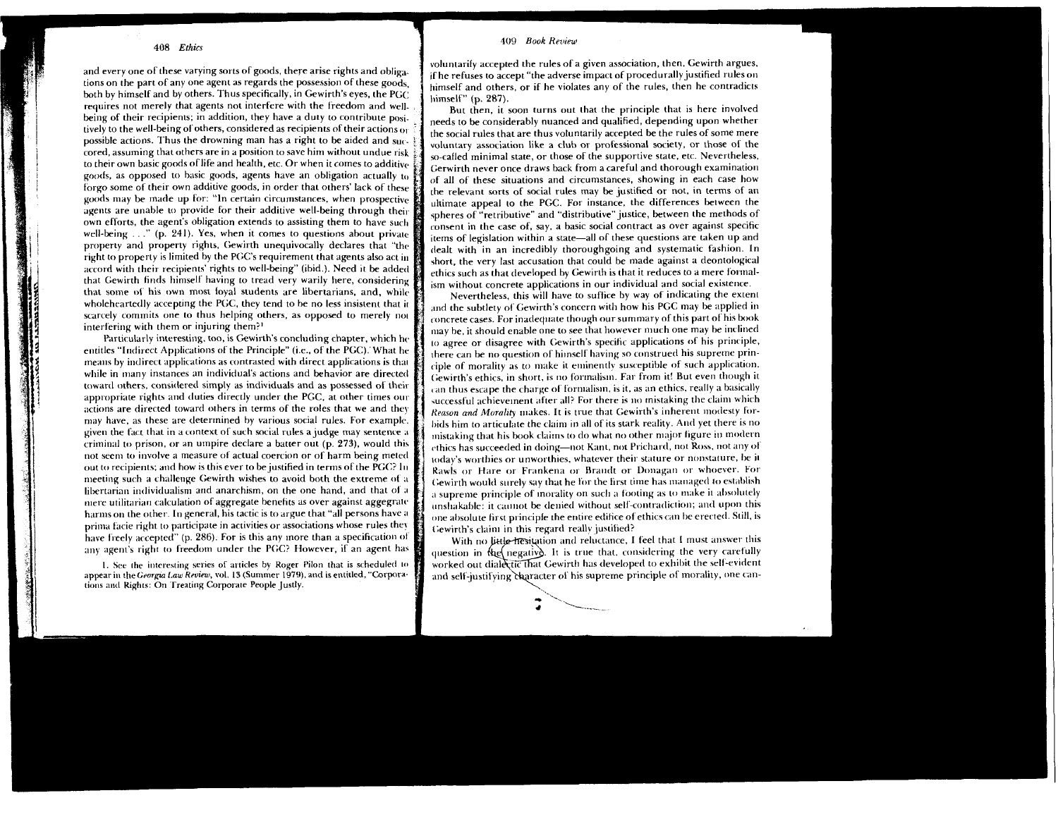and every one of these varying sorts of goods, there arise rights and obligations on the part of any one agent as regards the possession of these goods, both by himself and by others. Thus specifically, in Gewirth's eyes, the PGC requires not merely that agents not interfere with the freedom and well-being of their recipients; in addition, they have a duty to contribute positively to the well-being of others, considered as recipients of their actions or possible actions. Thus the drowning man has a right to be aided and succored, assuming that others are in a position to save him without undue risk to their own basic goods of life and health, etc. Or when it comes to additive goods, as opposed to basic goods, agents have an obligation actually to forgo some of their own additive goods, in order that others' lack of these goods may be made up for: "In certain circumstances, when prospective agents are unable to provide for their additive well-being through their own efforts, the agent's obligation extends to assisting them to have such well-being . . ." (p. 241). Yes, when it comes to questions about private property and property rights, Gewirth unequivocally declares that "the right to property is limited by the PGC's requirement that agents also act in accord with their recipients' rights to well-being" (ibid.). Need it be added that Gewirth finds himself having to tread very warily here, considering that some of his own most loyal students are libertarians, and, while wholeheartedly accepting the PGC, they tend to be no less insistent that it scarcely commits one to thus helping others, as opposed to merely not interfering with them or injuring them?[1]

Particularly interesting, too, is Gewirth's concluding chapter, which he entitles "Indirect Applications of the Principle" (i.e., of the PGC). What he means by indirect applications as contrasted with direct applications is that while in many instances an individual's actions and behavior are directed toward others, considered simply as individuals and as possessed of their appropriate rights and duties directly under the PGC, at other times our actions are directed toward others in terms of the roles that we and they may have, as these are determined by various social rules. For example, given the fact that in a context of such social rules a judge may sentence a criminal to prison, or an umpire declare a batter out (p. 273), would this not seem to involve a measure of actual coercion or of harm being meted out to recipients; and how is this ever to be justified in terms of the PGC? In meeting such a challenge Gewirth wishes to avoid both the extreme of a libertarian individualism and anarchism, on the one hand, and that of a mere utilitarian calculation of aggregate benefits as over against aggregate harms on the other. In general, his tactic is to argue that "all persons have a prima facie right to participate in activities or associations whose rules they have freely accepted" (p. 286). For is this any more than a specification of any agent's right to freedom under the PGC? However, if an agent has voluntarily accepted the rules of a given association, then, Gewirth argues, if he refuses to accept "the adverse impact of procedurally justified rules on himself and others, or if he violates any of the rules, then he contradicts himself" (p. 287).

But then, it soon turns out that the principle that is here involved needs to be considerably nuanced and qualified, depending upon whether the social rules that are thus voluntarily accepted be the rules of some mere voluntary association like a club or professional society, or those of the so-called minimal state, or those of the supportive state, etc. Nevertheless, Gerwirth never once draws back from a careful and thorough examination of all of these situations and circumstances, showing in each case how the relevant sorts of social rules may be justified or not, in terms of an ultimate appeal to the PGC. For instance, the differences between the spheres of "retributive" and "distributive" justice, between the methods of consent in the case of, say, a basic social contract as over against specific items of legislation within a state—all of these questions are taken up and dealt with in an incredibly thoroughgoing and systematic fashion. In short, the very last accusation that could be made against a deontological ethics such as that developed by Gewirth is that it reduces to a mere formalism without concrete applications in our individual and social existence.

Nevertheless, this will have to suffice by way of indicating the extent and the subtlety of Gewirth's concern with how his PGC may be applied in concrete cases. For inadequate though our summary of this part of his book may be, it should enable one to see that however much one may be inclined to agree or disagree with Gewirth's specific applications of his principle, there can be no question of himself having so construed his supreme principle of morality as to make it eminently susceptible of such application. Gewirth's ethics, in short, is no formalism. Far from it! But even though it can thus escape the charge of formalism, is it, as an ethics, really a basically successful achievement after all? For there is no mistaking the claim which *Reason and Morality* makes. It is true that Gewirth's inherent modesty forbids him to articulate the claim in all of its stark reality. And yet there is no mistaking that his book claims to do what no other major figure in modern ethics has succeeded in doing—not Kant, not Prichard, not Ross, not any of today's worthies or unworthies, whatever their stature or nonstature, be it Rawls or Hare or Frankena or Brandt or Donagan or whoever. For Gewirth would surely say that he for the first time has managed to establish a supreme principle of morality on such a footing as to make it absolutely unshakable: it cannot be denied without self-contradiction; and upon this one absolute first principle the entire edifice of ethics can be erected. Still, is Gewirth's claim in this regard really justified?

With no little hesitation and reluctance, I feel that I must answer this question in the negative. It is true that, considering the very carefully worked out dialectic that Gewirth has developed to exhibit the self-evident and self-justifying character of his supreme principle of morality, one can-

1. See the interesting series of articles by Roger Pilon that is scheduled to appear in the *Georgia Law Review*, vol. 13 (Summer 1979), and is entitled, "Corporations and Rights: On Treating Corporate People Justly."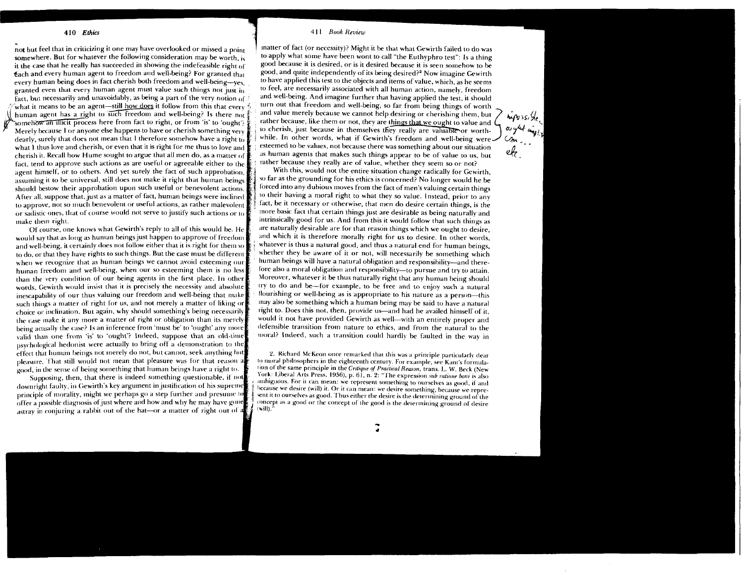not but feel that in criticizing it one may have overlooked or missed a point somewhere. But for whatever the following consideration may be worth, is it the case that he really has succeeded in showing the indefeasible right of each and every human agent to freedom and well-being? For granted that every human being does in fact cherish both freedom and well-being—yes, granted even that every human agent must value such things not just in fact, but necessarily and unavoidably, as being a part of the very notion of what it means to be an agent—still how does it follow from this that every human agent has a right to such freedom and well-being? Is there not somehow an illicit process here from fact to right, or from 'is' to 'ought'? Merely because I or anyone else happens to have or cherish something very dearly, surely that does not mean that I therefore somehow have a right to what I thus love and cherish, or even that it is right for me thus to love and cherish it. Recall how Hume sought to argue that all men do, as a matter of fact, tend to approve such actions as are useful or agreeable either to the agent himself, or to others. And yet surely the fact of such approbation, assuming it to be universal, still does not make it right that human beings should bestow their approbation upon such useful or benevolent actions. After all, suppose that, just as a matter of fact, human beings were inclined to approve, not so much benevolent or useful actions, as rather malevolent or sadistic ones, that of course would not serve to justify such actions or to make them right.

Of course, one knows what Gewirth's reply to all of this would be. He would say that as long as human beings just happen to approve of freedom and well-being, it certainly does not follow either that it is right for them so to do, or that they have rights to such things. But the case must be different when we recognize that as human beings we cannot avoid esteeming our human freedom and well-being, when our so esteeming them is no less than the very condition of our being agents in the first place. In other words, Gewirth would insist that it is precisely the necessity and absolute inescapability of our thus valuing our freedom and well-being that make such things a matter of right for us, and not merely a matter of liking or choice or inclination. But again, why should something's being necessarily the case make it any more a matter of right or obligation than its merely being actually the case? Is an inference from 'must be' to 'ought' any more valid than one from 'is' to 'ought'? Indeed, suppose that an old-time psychological hedonist were actually to bring off a demonstration to the effect that human beings not merely do not, but cannot, seek anything but pleasure. That still would not mean that pleasure was for that reason a good, in the sense of being something that human beings have a right to.

Supposing, then, that there is indeed something questionable, if not downright faulty, in Gewirth's key argument in justification of his supreme principle of morality, might we perhaps go a step further and presume to offer a possible diagnosis of just where and how and why he may have gone astray in conjuring a rabbit out of the hat—or a matter of right out of a matter of fact (or necessity)? Might it be that what Gewirth failed to do was to apply what some have been wont to call "the Euthyphro test": Is a thing good because it is desired, or is it desired because it is seen somehow to be good, and quite independently of its being desired?[2] Now imagine Gewirth to have applied this test to the objects and items of value, which, as he seems to feel, are necessarily associated with all human action, namely, freedom and well-being. And imagine further that having applied the test, it should turn out that freedom and well-being, so far from being things of worth and value merely because we cannot help desiring or cherishing them, but rather because, like them or not, they are things that we ought to value and to cherish, just because in themselves they really are valuable or worthwhile. In other words, what if Gewirth's freedom and well-being were esteemed to be values, not because there was something about our situation as human agents that makes such things appear to be of value to us, but rather because they really are of value, whether they seem so or not?

With this, would not the entire situation change radically for Gewirth, so far as the grounding for his ethics is concerned? No longer would he be forced into any dubious moves from the fact of men's valuing certain things to their having a moral right to what they so value. Instead, prior to any fact, be it necessary or otherwise, that men do desire certain things, is the more basic fact that certain things just are desirable as being naturally and intrinsically good for us. And from this it would follow that such things as are naturally desirable are for that reason things which we ought to desire, and which it is therefore morally right for us to desire. In other words, whatever is thus a natural good, and thus a natural end for human beings, whether they be aware of it or not, will necessarily be something which human beings will have a natural obligation and responsibility—and therefore also a moral obligation and responsibility—to pursue and try to attain. Moreover, whatever it be thus naturally right that any human being should try to do and be—for example, to be free and to enjoy such a natural flourishing or well-being as is appropriate to his nature as a person—this may also be something which a human being may be said to have a natural right to. Does this not, then, provide us—and had he availed himself of it, would it not have provided Gewirth as well—with an entirely proper and defensible transition from nature to ethics, and from the natural to the moral? Indeed, such a transition could hardly be faulted in the way in

2. Richard McKeon once remarked that this was a principle particularly dear to moral philosophers in the eighteenth century. For example, see Kant's formulation of the same principle in the *Critique of Practical Reason*, trans. L. W. Beck (New York: Liberal Arts Press, 1956), p. 61, n. 2: "The expression *sub ratione boni* is also ambiguous. For it can mean: we represent something to ourselves as good, if and because we desire (will) it. Or it can mean: we desire something, because we represent it to ourselves as good. Thus either the desire is the determining ground of the concept as a good or the concept of the good is the determining ground of desire (will)."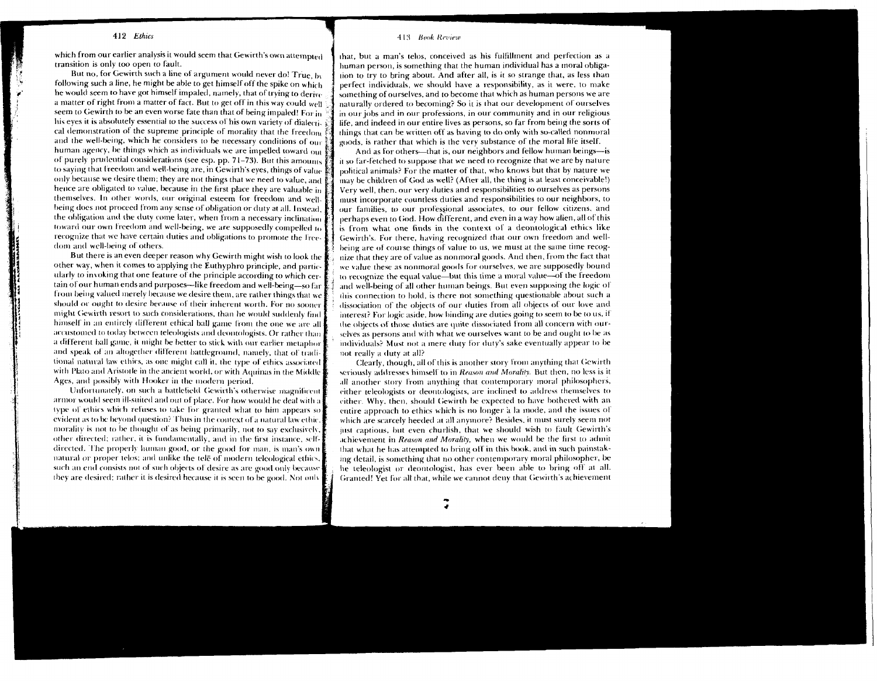which from our earlier analysis it would seem that Gewirth's own attempted transition is only too open to fault.

But no, for Gewirth such a line of argument would never do! True, by following such a line, he might be able to get himself off the spike on which he would seem to have got himself impaled, namely, that of trying to derive a matter of right from a matter of fact. But to get off in this way could well seem to Gewirth to be an even worse fate than that of being impaled! For in his eyes it is absolutely essential to the success of his own variety of dialectical demonstration of the supreme principle of morality that the freedom and the well-being, which he considers to be necessary conditions of our human agency, be things which as individuals we are impelled toward out of purely prudential considerations (see esp. pp. 71–73). But this amounts to saying that freedom and well-being are, in Gewirth's eyes, things of value only because we desire them; they are not things that we need to value, and hence are obligated to value, because in the first place they are valuable in themselves. In other words, our original esteem for freedom and well-being does not proceed from any sense of obligation or duty at all. Instead, the obligation and the duty come later, when from a necessary inclination toward our own freedom and well-being, we are supposedly compelled to recognize that we have certain duties and obligations to promote the freedom and well-being of others.

But there is an even deeper reason why Gewirth might wish to look the other way, when it comes to applying the Euthyphro principle, and particularly to invoking that one feature of the principle according to which certain of our human ends and purposes—like freedom and well-being—so far from being valued merely because we desire them, are rather things that we should or ought to desire because of their inherent worth. For no sooner might Gewirth resort to such considerations, than he would suddenly find himself in an entirely different ethical ball game from the one we are all accustomed to today between teleologists and deontologists. Or rather than a different ball game, it might be better to stick with our earlier metaphor and speak of an altogether different battleground, namely, that of traditional natural law ethics, as one might call it, the type of ethics associated with Plato and Aristotle in the ancient world, or with Aquinas in the Middle Ages, and possibly with Hooker in the modern period.

Unfortunately, on such a battlefield Gewirth's otherwise magnificent armor would seem ill-suited and out of place. For how would he deal with a type of ethics which refuses to take for granted what to him appears so evident as to be beyond question? Thus in the context of a natural law ethic, morality is not to be thought of as being primarily, not to say exclusively, other directed; rather, it is fundamentally, and in the first instance, self-directed. The properly human good, or the good for man, is man's own natural or proper telos; and unlike the telē of modern teleological ethics, such an end consists not of such objects of desire as are good only because they are desired; rather it is desired because it is seen to be good. Not only that, but a man's telos, conceived as his fulfillment and perfection as a human person, is something that the human individual has a moral obligation to try to bring about. And after all, is it so strange that, as less than perfect individuals, we should have a responsibility, as it were, to make something of ourselves, and to become that which as human persons we are naturally ordered to becoming? So it is that our development of ourselves in our jobs and in our professions, in our community and in our religious life, and indeed in our entire lives as persons, so far from being the sorts of things that can be written off as having to do only with so-called nonmoral goods, is rather that which is the very substance of the moral life itself.

And as for others—that is, our neighbors and fellow human beings—is it so far-fetched to suppose that we need to recognize that we are by nature political animals? For the matter of that, who knows but that by nature we may be children of God as well? (After all, the thing is at least conceivable!) Very well, then, our very duties and responsibilities to ourselves as persons must incorporate countless duties and responsibilities to our neighbors, to our families, to our professional associates, to our fellow citizens, and perhaps even to God. How different, and even in a way how alien, all of this is from what one finds in the context of a deontological ethics like Gewirth's. For there, having recognized that our own freedom and well-being are of course things of value to us, we must at the same time recognize that they are of value as nonmoral goods. And then, from the fact that we value these as nonmoral goods for ourselves, we are supposedly bound to recognize the equal value—but this time a moral value—of the freedom and well-being of all other human beings. But even supposing the logic of this connection to hold, is there not something questionable about such a dissociation of the objects of our duties from all objects of our love and interest? For logic aside, how binding are duties going to seem to be to us, if the objects of those duties are quite dissociated from all concern with ourselves as persons and with what we ourselves want to be and ought to be as individuals? Must not a mere duty for duty's sake eventually appear to be not really a duty at all?

Clearly, though, all of this is another story from anything that Gewirth seriously addresses himself to in *Reason and Morality*. But then, no less is it all another story from anything that contemporary moral philosophers, either teleologists or deontologists, are inclined to address themselves to either. Why, then, should Gewirth be expected to have bothered with an entire approach to ethics which is no longer à la mode, and the issues of which are scarcely heeded at all anymore? Besides, it must surely seem not just captious, but even churlish, that we should wish to fault Gewirth's achievement in *Reason and Morality*, when we would be the first to admit that what he has attempted to bring off in this book, and in such painstaking detail, is something that no other contemporary moral philosopher, be he teleologist or deontologist, has ever been able to bring off at all. Granted! Yet for all that, while we cannot deny that Gewirth's achievement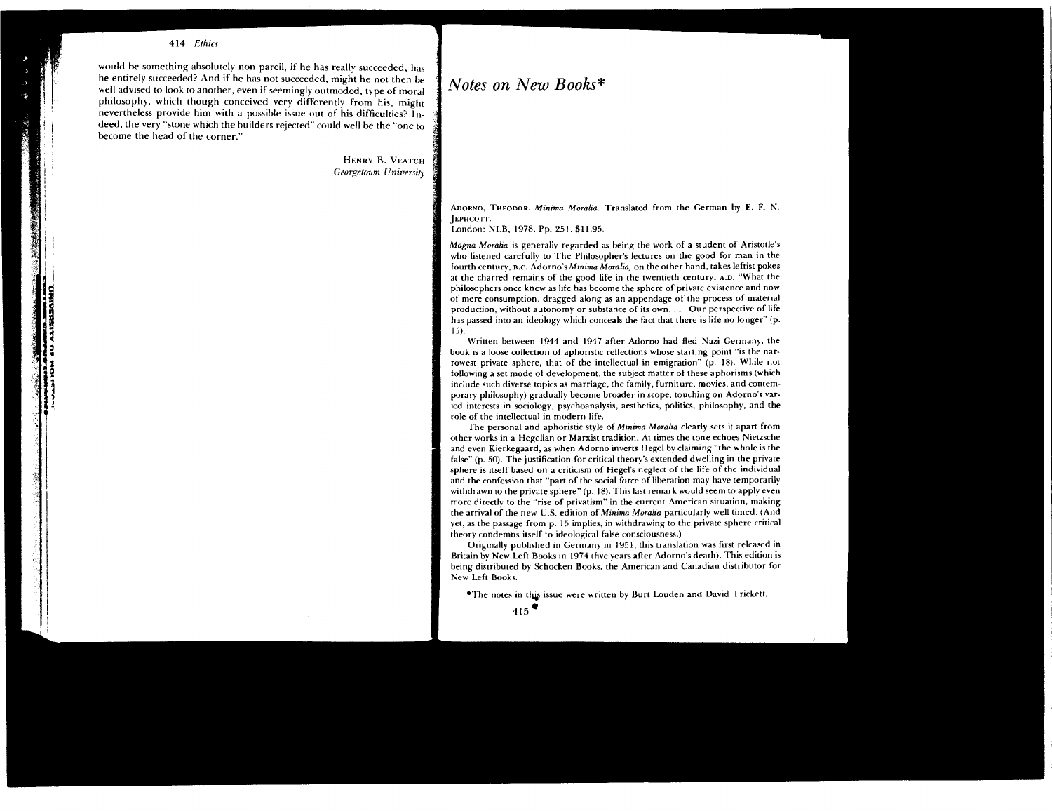would be something absolutely non pareil, if he has really succeeded, has he entirely succeeded? And if he has not succeeded, might he not then be well advised to look to another, even if seemingly outmoded, type of moral philosophy, which though conceived very differently from his, might nevertheless provide him with a possible issue out of his difficulties? Indeed, the very "stone which the builders rejected" could well be the "one to become the head of the corner."

HENRY B. VEATCH
*Georgetown University*

# *Notes on New Books**

ADORNO, THEODOR. *Minima Moralia*. Translated from the German by E. F. N. JEPHCOTT.
London: NLB, 1978. Pp. 251. $11.95.

*Magna Moralia* is generally regarded as being the work of a student of Aristotle's who listened carefully to The Philosopher's lectures on the good for man in the fourth century, B.C. Adorno's *Minima Moralia*, on the other hand, takes leftist pokes at the charred remains of the good life in the twentieth century, A.D. "What the philosophers once knew as life has become the sphere of private existence and now of mere consumption, dragged along as an appendage of the process of material production, without autonomy or substance of its own. . . . Our perspective of life has passed into an ideology which conceals the fact that there is life no longer" (p. 15).

Written between 1944 and 1947 after Adorno had fled Nazi Germany, the book is a loose collection of aphoristic reflections whose starting point "is the narrowest private sphere, that of the intellectual in emigration" (p. 18). While not following a set mode of development, the subject matter of these aphorisms (which include such diverse topics as marriage, the family, furniture, movies, and contemporary philosophy) gradually become broader in scope, touching on Adorno's varied interests in sociology, psychoanalysis, aesthetics, politics, philosophy, and the role of the intellectual in modern life.

The personal and aphoristic style of *Minima Moralia* clearly sets it apart from other works in a Hegelian or Marxist tradition. At times the tone echoes Nietzsche and even Kierkegaard, as when Adorno inverts Hegel by claiming "the whole is the false" (p. 50). The justification for critical theory's extended dwelling in the private sphere is itself based on a criticism of Hegel's neglect of the life of the individual and the confession that "part of the social force of liberation may have temporarily withdrawn to the private sphere" (p. 18). This last remark would seem to apply even more directly to the "rise of privatism" in the current American situation, making the arrival of the new U.S. edition of *Minima Moralia* particularly well timed. (And yet, as the passage from p. 15 implies, in withdrawing to the private sphere critical theory condemns itself to ideological false consciousness.)

Originally published in Germany in 1951, this translation was first released in Britain by New Left Books in 1974 (five years after Adorno's death). This edition is being distributed by Schocken Books, the American and Canadian distributor for New Left Books.

*The notes in this issue were written by Burt Louden and David Trickett.